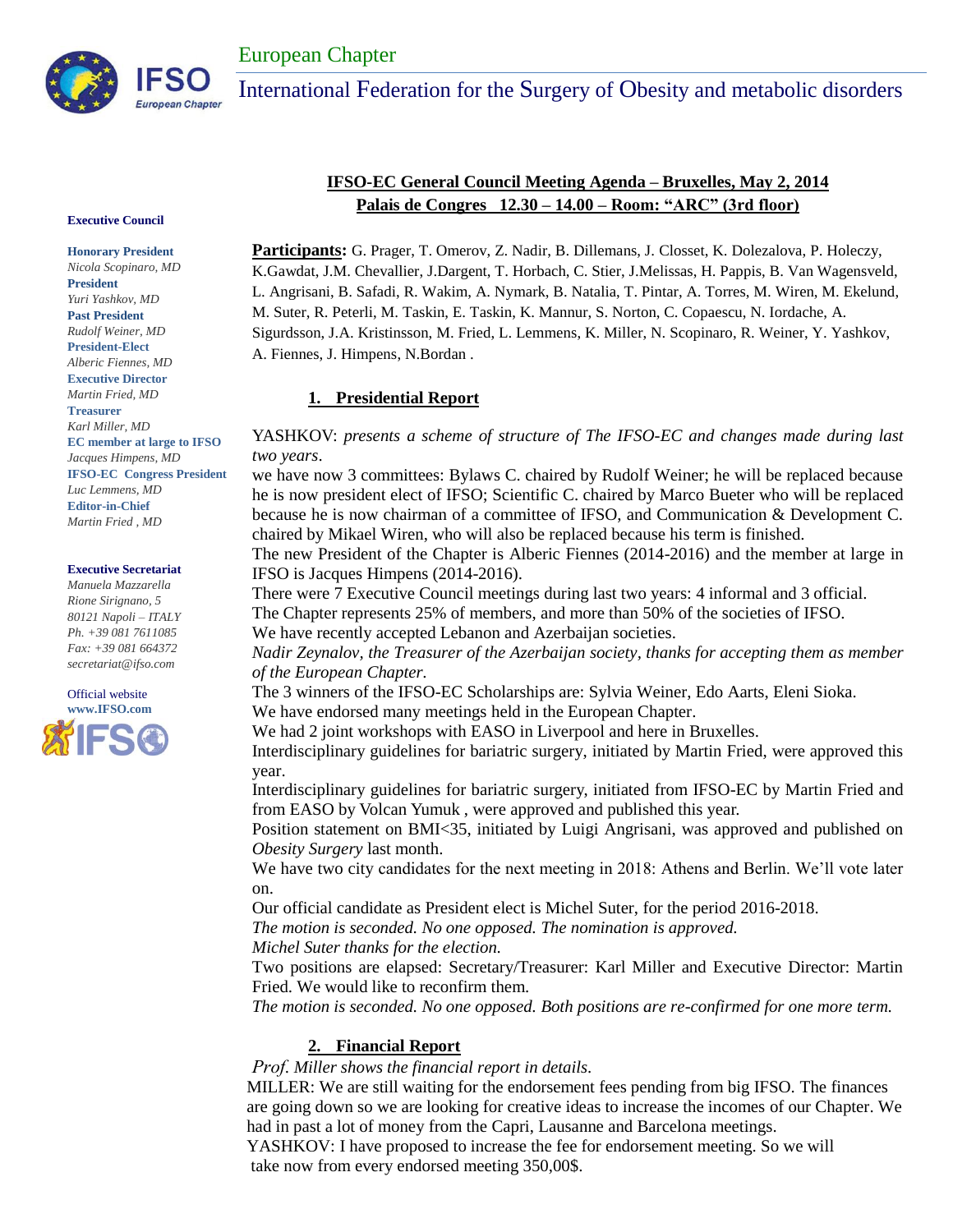European Chapter

International Federation for the Surgery of Obesity and metabolic disorders

**Executive Council**

**Honorary President**
*Nicola Scopinaro, MD*
**President**
*Yuri Yashkov, MD*
**Past President**
*Rudolf Weiner, MD*
**President-Elect**
*Alberic Fiennes, MD*
**Executive Director**
*Martin Fried, MD*
**Treasurer**
*Karl Miller, MD*
**EC member at large to IFSO**
*Jacques Himpens, MD*
**IFSO-EC Congress President**
*Luc Lemmens, MD*
**Editor-in-Chief**
*Martin Fried , MD*

**Executive Secretariat**
*Manuela Mazzarella*
*Rione Sirignano, 5*
*80121 Napoli – ITALY*
*Ph. +39 081 7611085*
*Fax: +39 081 664372*
*secretariat@ifso.com*

Official website
**www.IFSO.com**

## IFSO-EC General Council Meeting Agenda – Bruxelles, May 2, 2014
## Palais de Congres 12.30 – 14.00 – Room: "ARC" (3rd floor)

**Participants:** G. Prager, T. Omerov, Z. Nadir, B. Dillemans, J. Closset, K. Dolezalova, P. Holeczy, K.Gawdat, J.M. Chevallier, J.Dargent, T. Horbach, C. Stier, J.Melissas, H. Pappis, B. Van Wagensveld, L. Angrisani, B. Safadi, R. Wakim, A. Nymark, B. Natalia, T. Pintar, A. Torres, M. Wiren, M. Ekelund, M. Suter, R. Peterli, M. Taskin, E. Taskin, K. Mannur, S. Norton, C. Copaescu, N. Iordache, A. Sigurdsson, J.A. Kristinsson, M. Fried, L. Lemmens, K. Miller, N. Scopinaro, R. Weiner, Y. Yashkov, A. Fiennes, J. Himpens, N.Bordan .

### 1. Presidential Report

YASHKOV: *presents a scheme of structure of The IFSO-EC and changes made during last two years*.

we have now 3 committees: Bylaws C. chaired by Rudolf Weiner; he will be replaced because he is now president elect of IFSO; Scientific C. chaired by Marco Bueter who will be replaced because he is now chairman of a committee of IFSO, and Communication & Development C. chaired by Mikael Wiren, who will also be replaced because his term is finished.

The new President of the Chapter is Alberic Fiennes (2014-2016) and the member at large in IFSO is Jacques Himpens (2014-2016).

There were 7 Executive Council meetings during last two years: 4 informal and 3 official.

The Chapter represents 25% of members, and more than 50% of the societies of IFSO.

We have recently accepted Lebanon and Azerbaijan societies.

*Nadir Zeynalov, the Treasurer of the Azerbaijan society, thanks for accepting them as member of the European Chapter.*

The 3 winners of the IFSO-EC Scholarships are: Sylvia Weiner, Edo Aarts, Eleni Sioka.

We have endorsed many meetings held in the European Chapter.

We had 2 joint workshops with EASO in Liverpool and here in Bruxelles.

Interdisciplinary guidelines for bariatric surgery, initiated by Martin Fried, were approved this year.

Interdisciplinary guidelines for bariatric surgery, initiated from IFSO-EC by Martin Fried and from EASO by Volcan Yumuk , were approved and published this year.

Position statement on BMI<35, initiated by Luigi Angrisani, was approved and published on *Obesity Surgery* last month.

We have two city candidates for the next meeting in 2018: Athens and Berlin. We'll vote later on.

Our official candidate as President elect is Michel Suter, for the period 2016-2018.

*The motion is seconded. No one opposed. The nomination is approved.*

*Michel Suter thanks for the election.*

Two positions are elapsed: Secretary/Treasurer: Karl Miller and Executive Director: Martin Fried. We would like to reconfirm them.

*The motion is seconded. No one opposed. Both positions are re-confirmed for one more term.*

### 2. Financial Report

*Prof. Miller shows the financial report in details*.

MILLER: We are still waiting for the endorsement fees pending from big IFSO. The finances are going down so we are looking for creative ideas to increase the incomes of our Chapter. We had in past a lot of money from the Capri, Lausanne and Barcelona meetings.

YASHKOV: I have proposed to increase the fee for endorsement meeting. So we will take now from every endorsed meeting 350,00$.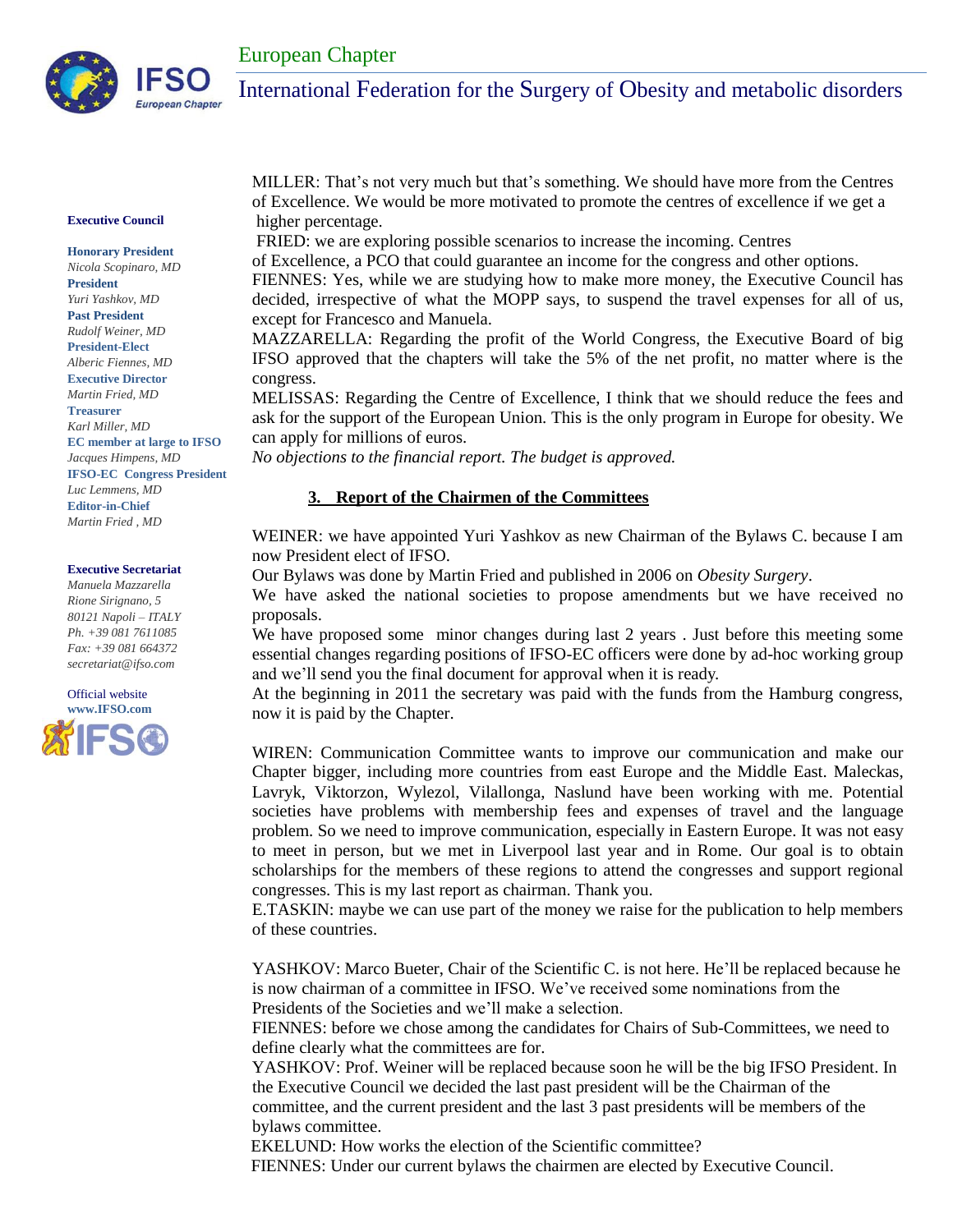MILLER: That's not very much but that's something. We should have more from the Centres of Excellence. We would be more motivated to promote the centres of excellence if we get a higher percentage.

FRIED: we are exploring possible scenarios to increase the incoming. Centres of Excellence, a PCO that could guarantee an income for the congress and other options.

FIENNES: Yes, while we are studying how to make more money, the Executive Council has decided, irrespective of what the MOPP says, to suspend the travel expenses for all of us, except for Francesco and Manuela.

MAZZARELLA: Regarding the profit of the World Congress, the Executive Board of big IFSO approved that the chapters will take the 5% of the net profit, no matter where is the congress.

MELISSAS: Regarding the Centre of Excellence, I think that we should reduce the fees and ask for the support of the European Union. This is the only program in Europe for obesity. We can apply for millions of euros.

*No objections to the financial report. The budget is approved.*

## 3. Report of the Chairmen of the Committees

WEINER: we have appointed Yuri Yashkov as new Chairman of the Bylaws C. because I am now President elect of IFSO.

Our Bylaws was done by Martin Fried and published in 2006 on *Obesity Surgery*.

We have asked the national societies to propose amendments but we have received no proposals.

We have proposed some minor changes during last 2 years . Just before this meeting some essential changes regarding positions of IFSO-EC officers were done by ad-hoc working group and we'll send you the final document for approval when it is ready.

At the beginning in 2011 the secretary was paid with the funds from the Hamburg congress, now it is paid by the Chapter.

WIREN: Communication Committee wants to improve our communication and make our Chapter bigger, including more countries from east Europe and the Middle East. Maleckas, Lavryk, Viktorzon, Wylezol, Vilallonga, Naslund have been working with me. Potential societies have problems with membership fees and expenses of travel and the language problem. So we need to improve communication, especially in Eastern Europe. It was not easy to meet in person, but we met in Liverpool last year and in Rome. Our goal is to obtain scholarships for the members of these regions to attend the congresses and support regional congresses. This is my last report as chairman. Thank you.

E.TASKIN: maybe we can use part of the money we raise for the publication to help members of these countries.

YASHKOV: Marco Bueter, Chair of the Scientific C. is not here. He'll be replaced because he is now chairman of a committee in IFSO. We've received some nominations from the Presidents of the Societies and we'll make a selection.

FIENNES: before we chose among the candidates for Chairs of Sub-Committees, we need to define clearly what the committees are for.

YASHKOV: Prof. Weiner will be replaced because soon he will be the big IFSO President. In the Executive Council we decided the last past president will be the Chairman of the committee, and the current president and the last 3 past presidents will be members of the bylaws committee.

EKELUND: How works the election of the Scientific committee?

FIENNES: Under our current bylaws the chairmen are elected by Executive Council.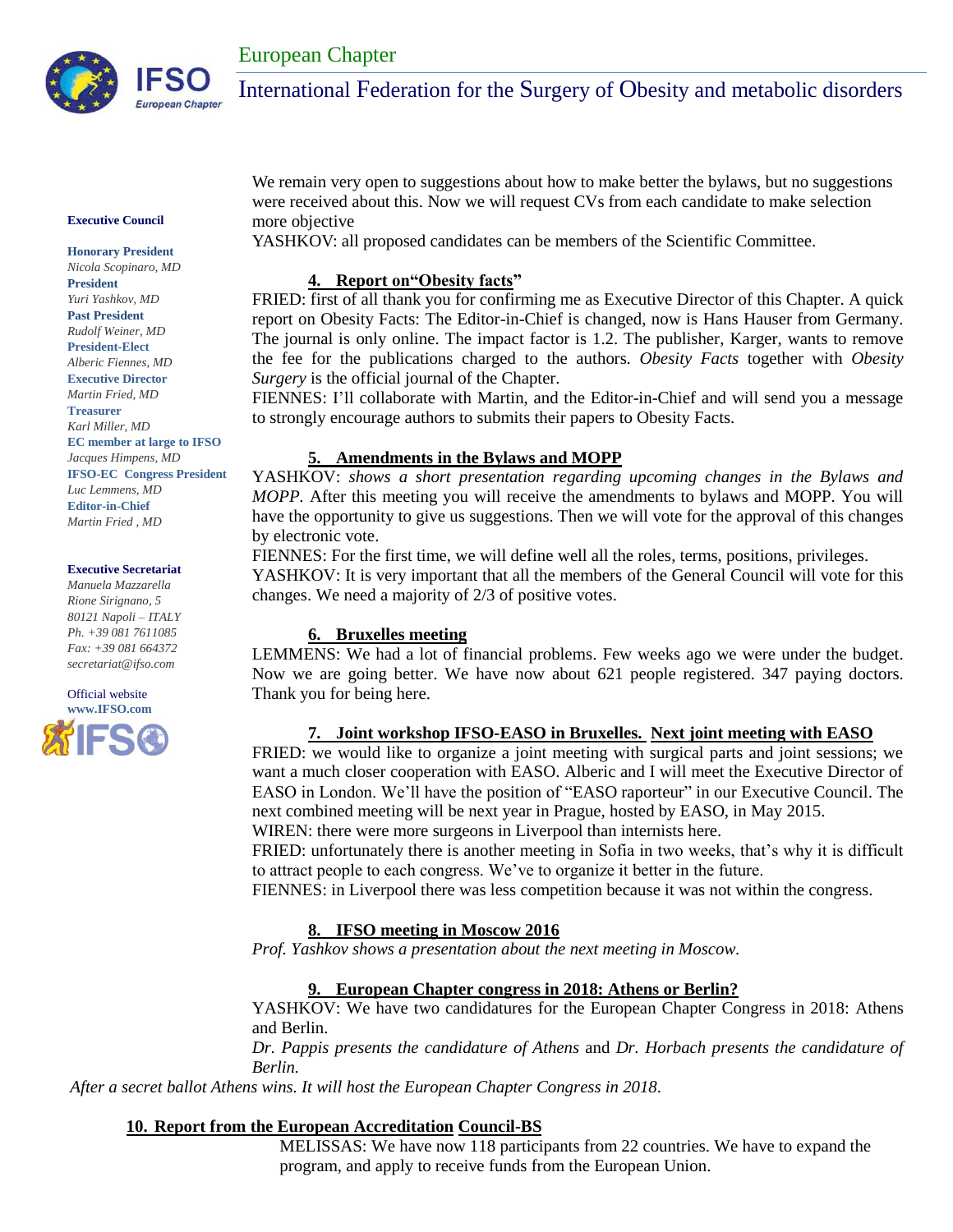We remain very open to suggestions about how to make better the bylaws, but no suggestions were received about this. Now we will request CVs from each candidate to make selection more objective

YASHKOV: all proposed candidates can be members of the Scientific Committee.

### 4. Report on"Obesity facts"

FRIED: first of all thank you for confirming me as Executive Director of this Chapter. A quick report on Obesity Facts: The Editor-in-Chief is changed, now is Hans Hauser from Germany. The journal is only online. The impact factor is 1.2. The publisher, Karger, wants to remove the fee for the publications charged to the authors. *Obesity Facts* together with *Obesity Surgery* is the official journal of the Chapter.

FIENNES: I'll collaborate with Martin, and the Editor-in-Chief and will send you a message to strongly encourage authors to submits their papers to Obesity Facts.

### 5. Amendments in the Bylaws and MOPP

YASHKOV: *shows a short presentation regarding upcoming changes in the Bylaws and MOPP.* After this meeting you will receive the amendments to bylaws and MOPP. You will have the opportunity to give us suggestions. Then we will vote for the approval of this changes by electronic vote.

FIENNES: For the first time, we will define well all the roles, terms, positions, privileges.

YASHKOV: It is very important that all the members of the General Council will vote for this changes. We need a majority of 2/3 of positive votes.

### 6. Bruxelles meeting

LEMMENS: We had a lot of financial problems. Few weeks ago we were under the budget. Now we are going better. We have now about 621 people registered. 347 paying doctors. Thank you for being here.

### 7. Joint workshop IFSO-EASO in Bruxelles. Next joint meeting with EASO

FRIED: we would like to organize a joint meeting with surgical parts and joint sessions; we want a much closer cooperation with EASO. Alberic and I will meet the Executive Director of EASO in London. We'll have the position of "EASO raporteur" in our Executive Council. The next combined meeting will be next year in Prague, hosted by EASO, in May 2015.

WIREN: there were more surgeons in Liverpool than internists here.

FRIED: unfortunately there is another meeting in Sofia in two weeks, that's why it is difficult to attract people to each congress. We've to organize it better in the future.

FIENNES: in Liverpool there was less competition because it was not within the congress.

### 8. IFSO meeting in Moscow 2016

*Prof. Yashkov shows a presentation about the next meeting in Moscow.*

### 9. European Chapter congress in 2018: Athens or Berlin?

YASHKOV: We have two candidatures for the European Chapter Congress in 2018: Athens and Berlin.

*Dr. Pappis presents the candidature of Athens* and *Dr. Horbach presents the candidature of Berlin.*

*After a secret ballot Athens wins. It will host the European Chapter Congress in 2018.*

### 10. Report from the European Accreditation Council-BS

MELISSAS: We have now 118 participants from 22 countries. We have to expand the program, and apply to receive funds from the European Union.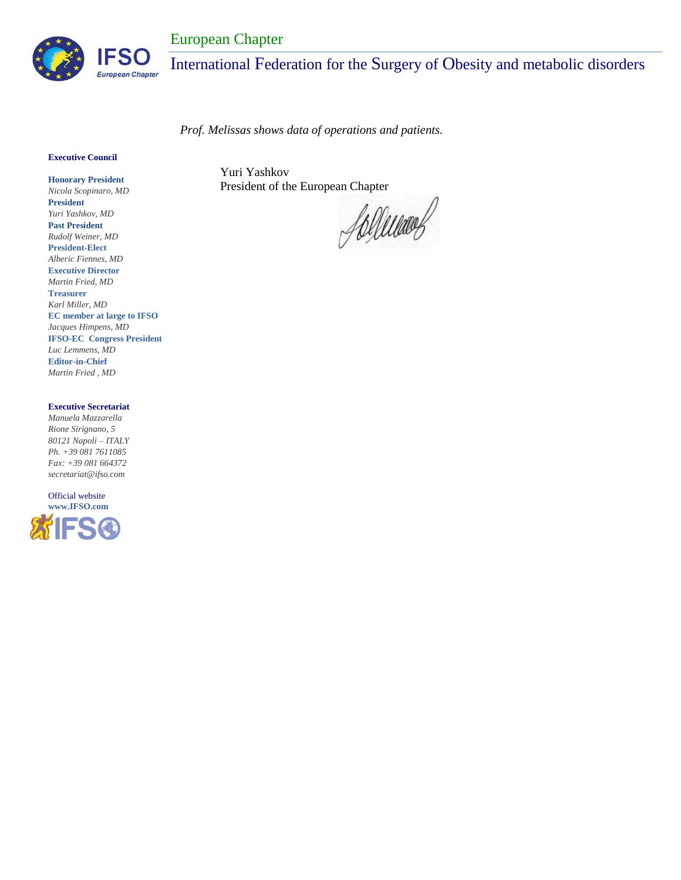European Chapter

International Federation for the Surgery of Obesity and metabolic disorders

*Prof. Melissas shows data of operations and patients.*

Yuri Yashkov
President of the European Chapter

**Executive Council**

**Honorary President**
*Nicola Scopinaro, MD*
**President**
*Yuri Yashkov, MD*
**Past President**
*Rudolf Weiner, MD*
**President-Elect**
*Alberic Fiennes, MD*
**Executive Director**
*Martin Fried, MD*
**Treasurer**
*Karl Miller, MD*
**EC member at large to IFSO**
*Jacques Himpens, MD*
**IFSO-EC Congress President**
*Luc Lemmens, MD*
**Editor-in-Chief**
*Martin Fried , MD*

**Executive Secretariat**
*Manuela Mazzarella*
*Rione Sirignano, 5*
*80121 Napoli – ITALY*
*Ph. +39 081 7611085*
*Fax: +39 081 664372*
*secretariat@ifso.com*

Official website
**www.IFSO.com**